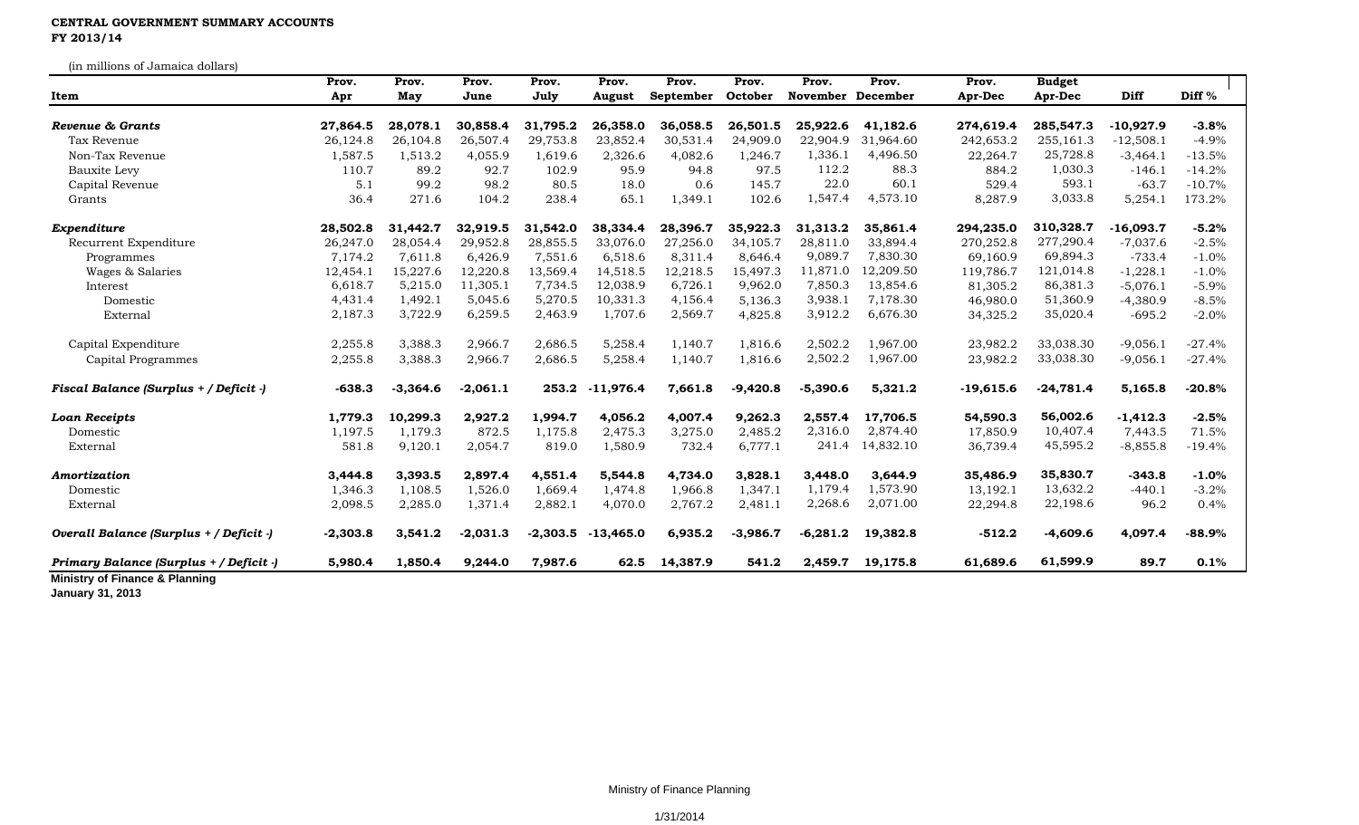**CENTRAL GOVERNMENT SUMMARY ACCOUNTS**
**FY 2013/14**

(in millions of Jamaica dollars)

| Item | Prov. Apr | Prov. May | Prov. June | Prov. July | Prov. August | Prov. September | Prov. October | Prov. November | Prov. December | Prov. Apr-Dec | Budget Apr-Dec | Diff | Diff % |
|---|---|---|---|---|---|---|---|---|---|---|---|---|---|
| ***Revenue & Grants*** | **27,864.5** | **28,078.1** | **30,858.4** | **31,795.2** | **26,358.0** | **36,058.5** | **26,501.5** | **25,922.6** | **41,182.6** | **274,619.4** | **285,547.3** | **-10,927.9** | **-3.8%** |
| Tax Revenue | 26,124.8 | 26,104.8 | 26,507.4 | 29,753.8 | 23,852.4 | 30,531.4 | 24,909.0 | 22,904.9 | 31,964.60 | 242,653.2 | 255,161.3 | -12,508.1 | -4.9% |
| Non-Tax Revenue | 1,587.5 | 1,513.2 | 4,055.9 | 1,619.6 | 2,326.6 | 4,082.6 | 1,246.7 | 1,336.1 | 4,496.50 | 22,264.7 | 25,728.8 | -3,464.1 | -13.5% |
| Bauxite Levy | 110.7 | 89.2 | 92.7 | 102.9 | 95.9 | 94.8 | 97.5 | 112.2 | 88.3 | 884.2 | 1,030.3 | -146.1 | -14.2% |
| Capital Revenue | 5.1 | 99.2 | 98.2 | 80.5 | 18.0 | 0.6 | 145.7 | 22.0 | 60.1 | 529.4 | 593.1 | -63.7 | -10.7% |
| Grants | 36.4 | 271.6 | 104.2 | 238.4 | 65.1 | 1,349.1 | 102.6 | 1,547.4 | 4,573.10 | 8,287.9 | 3,033.8 | 5,254.1 | 173.2% |
| ***Expenditure*** | **28,502.8** | **31,442.7** | **32,919.5** | **31,542.0** | **38,334.4** | **28,396.7** | **35,922.3** | **31,313.2** | **35,861.4** | **294,235.0** | **310,328.7** | **-16,093.7** | **-5.2%** |
| Recurrent Expenditure | 26,247.0 | 28,054.4 | 29,952.8 | 28,855.5 | 33,076.0 | 27,256.0 | 34,105.7 | 28,811.0 | 33,894.4 | 270,252.8 | 277,290.4 | -7,037.6 | -2.5% |
| Programmes | 7,174.2 | 7,611.8 | 6,426.9 | 7,551.6 | 6,518.6 | 8,311.4 | 8,646.4 | 9,089.7 | 7,830.30 | 69,160.9 | 69,894.3 | -733.4 | -1.0% |
| Wages & Salaries | 12,454.1 | 15,227.6 | 12,220.8 | 13,569.4 | 14,518.5 | 12,218.5 | 15,497.3 | 11,871.0 | 12,209.50 | 119,786.7 | 121,014.8 | -1,228.1 | -1.0% |
| Interest | 6,618.7 | 5,215.0 | 11,305.1 | 7,734.5 | 12,038.9 | 6,726.1 | 9,962.0 | 7,850.3 | 13,854.6 | 81,305.2 | 86,381.3 | -5,076.1 | -5.9% |
| Domestic | 4,431.4 | 1,492.1 | 5,045.6 | 5,270.5 | 10,331.3 | 4,156.4 | 5,136.3 | 3,938.1 | 7,178.30 | 46,980.0 | 51,360.9 | -4,380.9 | -8.5% |
| External | 2,187.3 | 3,722.9 | 6,259.5 | 2,463.9 | 1,707.6 | 2,569.7 | 4,825.8 | 3,912.2 | 6,676.30 | 34,325.2 | 35,020.4 | -695.2 | -2.0% |
| Capital Expenditure | 2,255.8 | 3,388.3 | 2,966.7 | 2,686.5 | 5,258.4 | 1,140.7 | 1,816.6 | 2,502.2 | 1,967.00 | 23,982.2 | 33,038.30 | -9,056.1 | -27.4% |
| Capital Programmes | 2,255.8 | 3,388.3 | 2,966.7 | 2,686.5 | 5,258.4 | 1,140.7 | 1,816.6 | 2,502.2 | 1,967.00 | 23,982.2 | 33,038.30 | -9,056.1 | -27.4% |
| ***Fiscal Balance (Surplus + / Deficit -)*** | **-638.3** | **-3,364.6** | **-2,061.1** | **253.2** | **-11,976.4** | **7,661.8** | **-9,420.8** | **-5,390.6** | **5,321.2** | **-19,615.6** | **-24,781.4** | **5,165.8** | **-20.8%** |
| ***Loan Receipts*** | **1,779.3** | **10,299.3** | **2,927.2** | **1,994.7** | **4,056.2** | **4,007.4** | **9,262.3** | **2,557.4** | **17,706.5** | **54,590.3** | **56,002.6** | **-1,412.3** | **-2.5%** |
| Domestic | 1,197.5 | 1,179.3 | 872.5 | 1,175.8 | 2,475.3 | 3,275.0 | 2,485.2 | 2,316.0 | 2,874.40 | 17,850.9 | 10,407.4 | 7,443.5 | 71.5% |
| External | 581.8 | 9,120.1 | 2,054.7 | 819.0 | 1,580.9 | 732.4 | 6,777.1 | 241.4 | 14,832.10 | 36,739.4 | 45,595.2 | -8,855.8 | -19.4% |
| ***Amortization*** | **3,444.8** | **3,393.5** | **2,897.4** | **4,551.4** | **5,544.8** | **4,734.0** | **3,828.1** | **3,448.0** | **3,644.9** | **35,486.9** | **35,830.7** | **-343.8** | **-1.0%** |
| Domestic | 1,346.3 | 1,108.5 | 1,526.0 | 1,669.4 | 1,474.8 | 1,966.8 | 1,347.1 | 1,179.4 | 1,573.90 | 13,192.1 | 13,632.2 | -440.1 | -3.2% |
| External | 2,098.5 | 2,285.0 | 1,371.4 | 2,882.1 | 4,070.0 | 2,767.2 | 2,481.1 | 2,268.6 | 2,071.00 | 22,294.8 | 22,198.6 | 96.2 | 0.4% |
| ***Overall Balance (Surplus + / Deficit -)*** | **-2,303.8** | **3,541.2** | **-2,031.3** | **-2,303.5** | **-13,465.0** | **6,935.2** | **-3,986.7** | **-6,281.2** | **19,382.8** | **-512.2** | **-4,609.6** | **4,097.4** | **-88.9%** |
| ***Primary Balance (Surplus + / Deficit -)*** | **5,980.4** | **1,850.4** | **9,244.0** | **7,987.6** | **62.5** | **14,387.9** | **541.2** | **2,459.7** | **19,175.8** | **61,689.6** | **61,599.9** | **89.7** | **0.1%** |

**Ministry of Finance & Planning**
**January 31, 2013**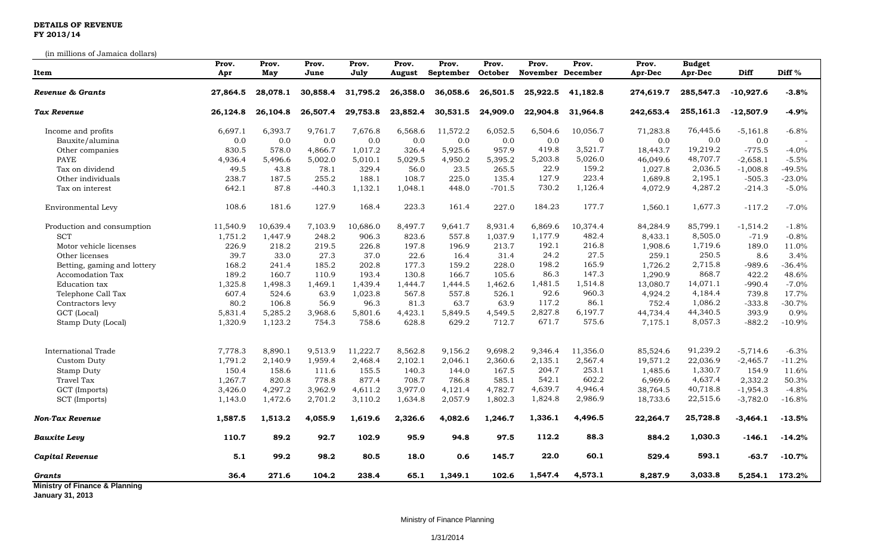**DETAILS OF REVENUE**
**FY 2013/14**

(in millions of Jamaica dollars)

| Item | Prov. Apr | Prov. May | Prov. June | Prov. July | Prov. August | Prov. September | Prov. October | Prov. November | Prov. December | Prov. Apr-Dec | Budget Apr-Dec | Diff | Diff % |
|---|---|---|---|---|---|---|---|---|---|---|---|---|---|
| ***Revenue & Grants*** | **27,864.5** | **28,078.1** | **30,858.4** | **31,795.2** | **26,358.0** | **36,058.6** | **26,501.5** | **25,922.5** | **41,182.8** | **274,619.7** | **285,547.3** | **-10,927.6** | **-3.8%** |
| ***Tax Revenue*** | **26,124.8** | **26,104.8** | **26,507.4** | **29,753.8** | **23,852.4** | **30,531.5** | **24,909.0** | **22,904.8** | **31,964.8** | **242,653.4** | **255,161.3** | **-12,507.9** | **-4.9%** |
| Income and profits | 6,697.1 | 6,393.7 | 9,761.7 | 7,676.8 | 6,568.6 | 11,572.2 | 6,052.5 | 6,504.6 | 10,056.7 | 71,283.8 | 76,445.6 | -5,161.8 | -6.8% |
| Bauxite/alumina | 0.0 | 0.0 | 0.0 | 0.0 | 0.0 | 0.0 | 0.0 | 0.0 | 0 | 0.0 | 0.0 | 0.0 | - |
| Other companies | 830.5 | 578.0 | 4,866.7 | 1,017.2 | 326.4 | 5,925.6 | 957.9 | 419.8 | 3,521.7 | 18,443.7 | 19,219.2 | -775.5 | -4.0% |
| PAYE | 4,936.4 | 5,496.6 | 5,002.0 | 5,010.1 | 5,029.5 | 4,950.2 | 5,395.2 | 5,203.8 | 5,026.0 | 46,049.6 | 48,707.7 | -2,658.1 | -5.5% |
| Tax on dividend | 49.5 | 43.8 | 78.1 | 329.4 | 56.0 | 23.5 | 265.5 | 22.9 | 159.2 | 1,027.8 | 2,036.5 | -1,008.8 | -49.5% |
| Other individuals | 238.7 | 187.5 | 255.2 | 188.1 | 108.7 | 225.0 | 135.4 | 127.9 | 223.4 | 1,689.8 | 2,195.1 | -505.3 | -23.0% |
| Tax on interest | 642.1 | 87.8 | -440.3 | 1,132.1 | 1,048.1 | 448.0 | -701.5 | 730.2 | 1,126.4 | 4,072.9 | 4,287.2 | -214.3 | -5.0% |
| Environmental Levy | 108.6 | 181.6 | 127.9 | 168.4 | 223.3 | 161.4 | 227.0 | 184.23 | 177.7 | 1,560.1 | 1,677.3 | -117.2 | -7.0% |
| Production and consumption | 11,540.9 | 10,639.4 | 7,103.9 | 10,686.0 | 8,497.7 | 9,641.7 | 8,931.4 | 6,869.6 | 10,374.4 | 84,284.9 | 85,799.1 | -1,514.2 | -1.8% |
| SCT | 1,751.2 | 1,447.9 | 248.2 | 906.3 | 823.6 | 557.8 | 1,037.9 | 1,177.9 | 482.4 | 8,433.1 | 8,505.0 | -71.9 | -0.8% |
| Motor vehicle licenses | 226.9 | 218.2 | 219.5 | 226.8 | 197.8 | 196.9 | 213.7 | 192.1 | 216.8 | 1,908.6 | 1,719.6 | 189.0 | 11.0% |
| Other licenses | 39.7 | 33.0 | 27.3 | 37.0 | 22.6 | 16.4 | 31.4 | 24.2 | 27.5 | 259.1 | 250.5 | 8.6 | 3.4% |
| Betting, gaming and lottery | 168.2 | 241.4 | 185.2 | 202.8 | 177.3 | 159.2 | 228.0 | 198.2 | 165.9 | 1,726.2 | 2,715.8 | -989.6 | -36.4% |
| Accomodation Tax | 189.2 | 160.7 | 110.9 | 193.4 | 130.8 | 166.7 | 105.6 | 86.3 | 147.3 | 1,290.9 | 868.7 | 422.2 | 48.6% |
| Education tax | 1,325.8 | 1,498.3 | 1,469.1 | 1,439.4 | 1,444.7 | 1,444.5 | 1,462.6 | 1,481.5 | 1,514.8 | 13,080.7 | 14,071.1 | -990.4 | -7.0% |
| Telephone Call Tax | 607.4 | 524.6 | 63.9 | 1,023.8 | 567.8 | 557.8 | 526.1 | 92.6 | 960.3 | 4,924.2 | 4,184.4 | 739.8 | 17.7% |
| Contractors levy | 80.2 | 106.8 | 56.9 | 96.3 | 81.3 | 63.7 | 63.9 | 117.2 | 86.1 | 752.4 | 1,086.2 | -333.8 | -30.7% |
| GCT (Local) | 5,831.4 | 5,285.2 | 3,968.6 | 5,801.6 | 4,423.1 | 5,849.5 | 4,549.5 | 2,827.8 | 6,197.7 | 44,734.4 | 44,340.5 | 393.9 | 0.9% |
| Stamp Duty (Local) | 1,320.9 | 1,123.2 | 754.3 | 758.6 | 628.8 | 629.2 | 712.7 | 671.7 | 575.6 | 7,175.1 | 8,057.3 | -882.2 | -10.9% |
| International Trade | 7,778.3 | 8,890.1 | 9,513.9 | 11,222.7 | 8,562.8 | 9,156.2 | 9,698.2 | 9,346.4 | 11,356.0 | 85,524.6 | 91,239.2 | -5,714.6 | -6.3% |
| Custom Duty | 1,791.2 | 2,140.9 | 1,959.4 | 2,468.4 | 2,102.1 | 2,046.1 | 2,360.6 | 2,135.1 | 2,567.4 | 19,571.2 | 22,036.9 | -2,465.7 | -11.2% |
| Stamp Duty | 150.4 | 158.6 | 111.6 | 155.5 | 140.3 | 144.0 | 167.5 | 204.7 | 253.1 | 1,485.6 | 1,330.7 | 154.9 | 11.6% |
| Travel Tax | 1,267.7 | 820.8 | 778.8 | 877.4 | 708.7 | 786.8 | 585.1 | 542.1 | 602.2 | 6,969.6 | 4,637.4 | 2,332.2 | 50.3% |
| GCT (Imports) | 3,426.0 | 4,297.2 | 3,962.9 | 4,611.2 | 3,977.0 | 4,121.4 | 4,782.7 | 4,639.7 | 4,946.4 | 38,764.5 | 40,718.8 | -1,954.3 | -4.8% |
| SCT (Imports) | 1,143.0 | 1,472.6 | 2,701.2 | 3,110.2 | 1,634.8 | 2,057.9 | 1,802.3 | 1,824.8 | 2,986.9 | 18,733.6 | 22,515.6 | -3,782.0 | -16.8% |
| ***Non-Tax Revenue*** | **1,587.5** | **1,513.2** | **4,055.9** | **1,619.6** | **2,326.6** | **4,082.6** | **1,246.7** | **1,336.1** | **4,496.5** | **22,264.7** | **25,728.8** | **-3,464.1** | **-13.5%** |
| ***Bauxite Levy*** | **110.7** | **89.2** | **92.7** | **102.9** | **95.9** | **94.8** | **97.5** | **112.2** | **88.3** | **884.2** | **1,030.3** | **-146.1** | **-14.2%** |
| ***Capital Revenue*** | **5.1** | **99.2** | **98.2** | **80.5** | **18.0** | **0.6** | **145.7** | **22.0** | **60.1** | **529.4** | **593.1** | **-63.7** | **-10.7%** |
| ***Grants*** | **36.4** | **271.6** | **104.2** | **238.4** | **65.1** | **1,349.1** | **102.6** | **1,547.4** | **4,573.1** | **8,287.9** | **3,033.8** | **5,254.1** | **173.2%** |

**Ministry of Finance & Planning**
**January 31, 2013**

Ministry of Finance Planning

1/31/2014